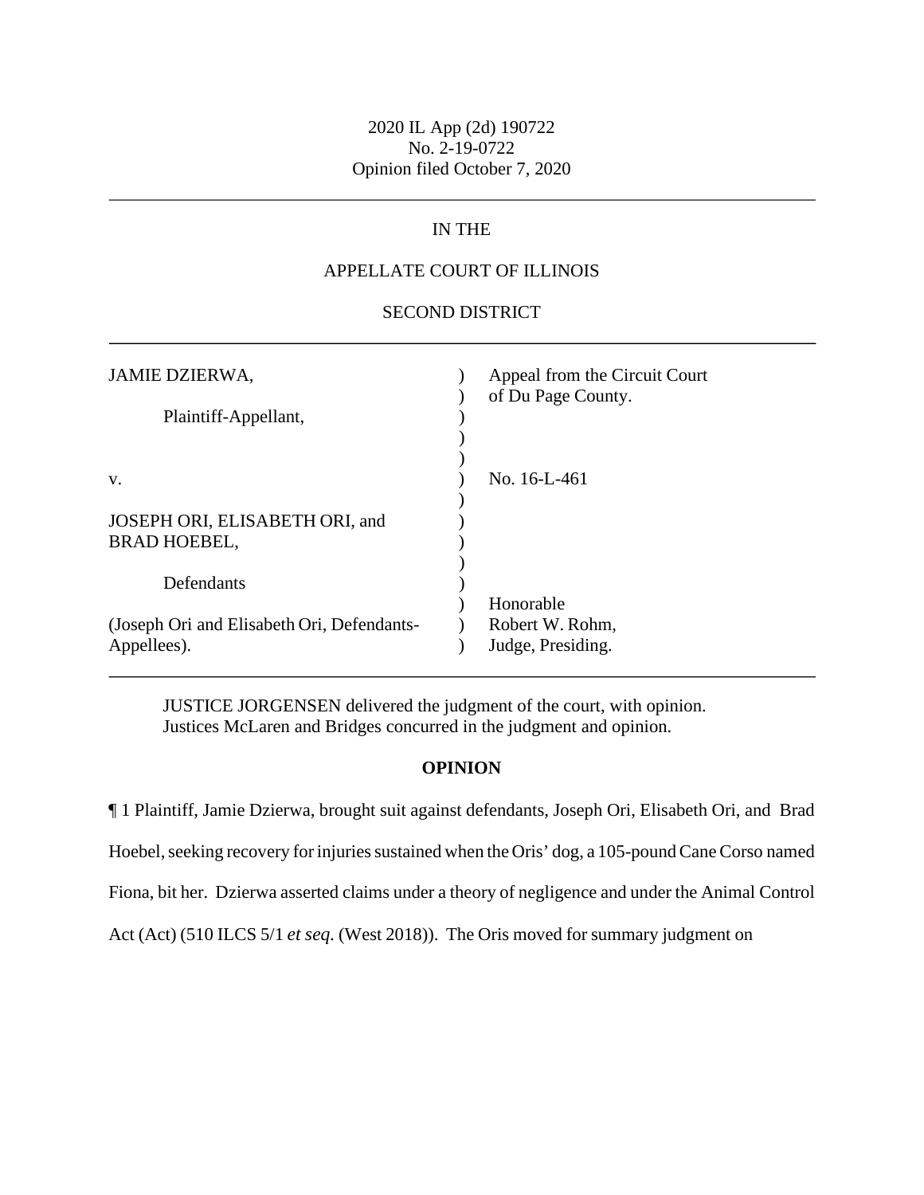2020 IL App (2d) 190722
No. 2-19-0722
Opinion filed October 7, 2020

---

IN THE

APPELLATE COURT OF ILLINOIS

SECOND DISTRICT

---

| | | |
|---|---|---|
| JAMIE DZIERWA, | ) | Appeal from the Circuit Court of Du Page County. |
| Plaintiff-Appellant, | ) | |
| v. | ) | No. 16-L-461 |
| JOSEPH ORI, ELISABETH ORI, and BRAD HOEBEL, | ) | |
| Defendants | ) | |
| (Joseph Ori and Elisabeth Ori, Defendants-Appellees). | ) | Honorable Robert W. Rohm, Judge, Presiding. |

---

JUSTICE JORGENSEN delivered the judgment of the court, with opinion.
Justices McLaren and Bridges concurred in the judgment and opinion.

## OPINION

¶ 1 Plaintiff, Jamie Dzierwa, brought suit against defendants, Joseph Ori, Elisabeth Ori, and Brad Hoebel, seeking recovery for injuries sustained when the Oris' dog, a 105-pound Cane Corso named Fiona, bit her. Dzierwa asserted claims under a theory of negligence and under the Animal Control Act (Act) (510 ILCS 5/1 *et seq.* (West 2018)). The Oris moved for summary judgment on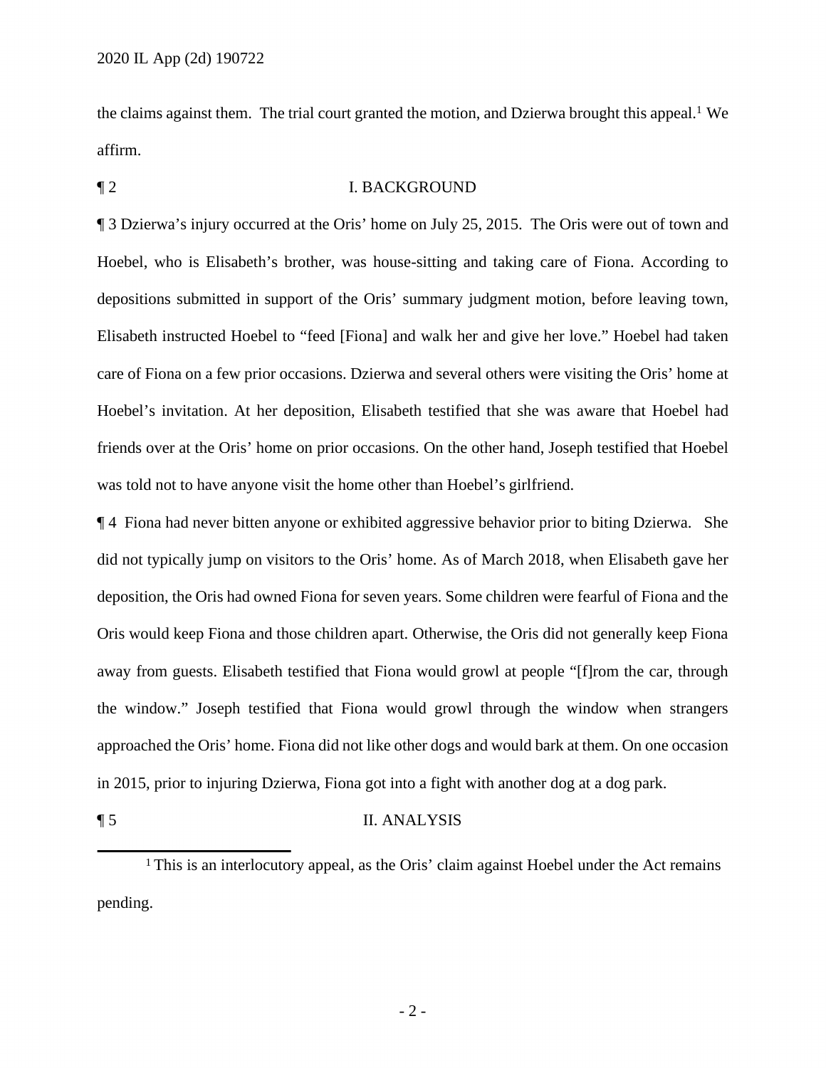the claims against them. The trial court granted the motion, and Dzierwa brought this appeal.[1] We affirm.

## ¶ 2 I. BACKGROUND

¶ 3 Dzierwa's injury occurred at the Oris' home on July 25, 2015. The Oris were out of town and Hoebel, who is Elisabeth's brother, was house-sitting and taking care of Fiona. According to depositions submitted in support of the Oris' summary judgment motion, before leaving town, Elisabeth instructed Hoebel to "feed [Fiona] and walk her and give her love." Hoebel had taken care of Fiona on a few prior occasions. Dzierwa and several others were visiting the Oris' home at Hoebel's invitation. At her deposition, Elisabeth testified that she was aware that Hoebel had friends over at the Oris' home on prior occasions. On the other hand, Joseph testified that Hoebel was told not to have anyone visit the home other than Hoebel's girlfriend.

¶ 4 Fiona had never bitten anyone or exhibited aggressive behavior prior to biting Dzierwa. She did not typically jump on visitors to the Oris' home. As of March 2018, when Elisabeth gave her deposition, the Oris had owned Fiona for seven years. Some children were fearful of Fiona and the Oris would keep Fiona and those children apart. Otherwise, the Oris did not generally keep Fiona away from guests. Elisabeth testified that Fiona would growl at people "[f]rom the car, through the window." Joseph testified that Fiona would growl through the window when strangers approached the Oris' home. Fiona did not like other dogs and would bark at them. On one occasion in 2015, prior to injuring Dzierwa, Fiona got into a fight with another dog at a dog park.

## ¶ 5 II. ANALYSIS

[1] This is an interlocutory appeal, as the Oris' claim against Hoebel under the Act remains pending.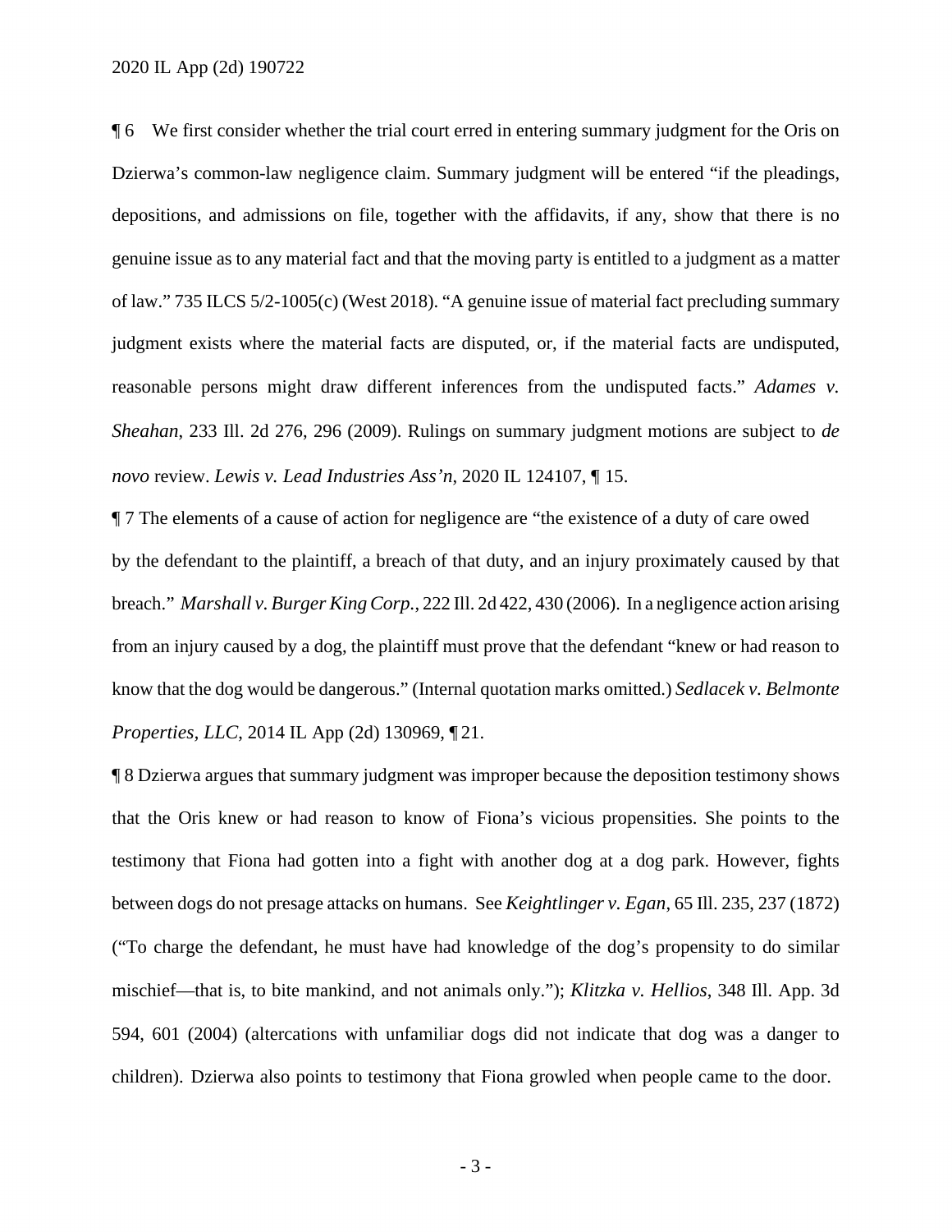¶ 6 We first consider whether the trial court erred in entering summary judgment for the Oris on Dzierwa's common-law negligence claim. Summary judgment will be entered "if the pleadings, depositions, and admissions on file, together with the affidavits, if any, show that there is no genuine issue as to any material fact and that the moving party is entitled to a judgment as a matter of law." 735 ILCS 5/2-1005(c) (West 2018). "A genuine issue of material fact precluding summary judgment exists where the material facts are disputed, or, if the material facts are undisputed, reasonable persons might draw different inferences from the undisputed facts." *Adames v. Sheahan*, 233 Ill. 2d 276, 296 (2009). Rulings on summary judgment motions are subject to *de novo* review. *Lewis v. Lead Industries Ass'n*, 2020 IL 124107, ¶ 15.

¶ 7 The elements of a cause of action for negligence are "the existence of a duty of care owed by the defendant to the plaintiff, a breach of that duty, and an injury proximately caused by that breach." *Marshall v. Burger King Corp.*, 222 Ill. 2d 422, 430 (2006). In a negligence action arising from an injury caused by a dog, the plaintiff must prove that the defendant "knew or had reason to know that the dog would be dangerous." (Internal quotation marks omitted.) *Sedlacek v. Belmonte Properties, LLC*, 2014 IL App (2d) 130969, ¶ 21.

¶ 8 Dzierwa argues that summary judgment was improper because the deposition testimony shows that the Oris knew or had reason to know of Fiona's vicious propensities. She points to the testimony that Fiona had gotten into a fight with another dog at a dog park. However, fights between dogs do not presage attacks on humans. See *Keightlinger v. Egan*, 65 Ill. 235, 237 (1872) ("To charge the defendant, he must have had knowledge of the dog's propensity to do similar mischief—that is, to bite mankind, and not animals only."); *Klitzka v. Hellios*, 348 Ill. App. 3d 594, 601 (2004) (altercations with unfamiliar dogs did not indicate that dog was a danger to children). Dzierwa also points to testimony that Fiona growled when people came to the door.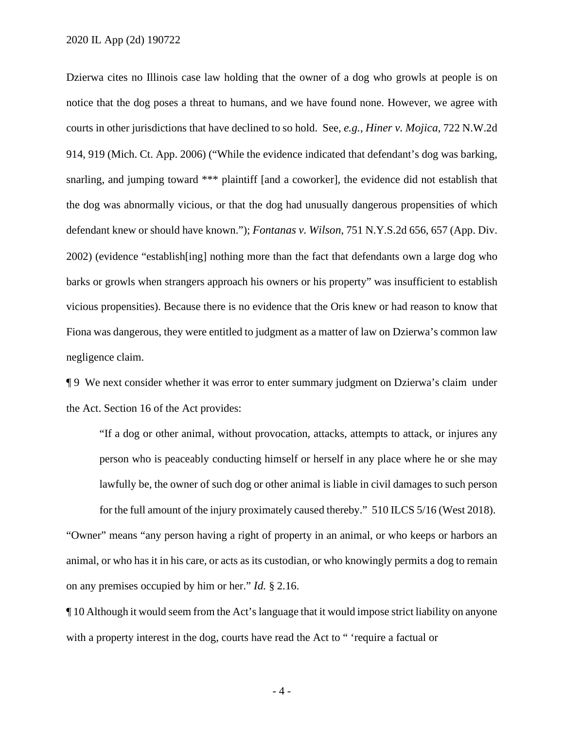Dzierwa cites no Illinois case law holding that the owner of a dog who growls at people is on notice that the dog poses a threat to humans, and we have found none. However, we agree with courts in other jurisdictions that have declined to so hold. See, *e.g.*, *Hiner v. Mojica*, 722 N.W.2d 914, 919 (Mich. Ct. App. 2006) ("While the evidence indicated that defendant's dog was barking, snarling, and jumping toward *** plaintiff [and a coworker], the evidence did not establish that the dog was abnormally vicious, or that the dog had unusually dangerous propensities of which defendant knew or should have known."); *Fontanas v. Wilson*, 751 N.Y.S.2d 656, 657 (App. Div. 2002) (evidence "establish[ing] nothing more than the fact that defendants own a large dog who barks or growls when strangers approach his owners or his property" was insufficient to establish vicious propensities). Because there is no evidence that the Oris knew or had reason to know that Fiona was dangerous, they were entitled to judgment as a matter of law on Dzierwa's common law negligence claim.

¶ 9 We next consider whether it was error to enter summary judgment on Dzierwa's claim under the Act. Section 16 of the Act provides:

> "If a dog or other animal, without provocation, attacks, attempts to attack, or injures any person who is peaceably conducting himself or herself in any place where he or she may lawfully be, the owner of such dog or other animal is liable in civil damages to such person for the full amount of the injury proximately caused thereby." 510 ILCS 5/16 (West 2018).

"Owner" means "any person having a right of property in an animal, or who keeps or harbors an animal, or who has it in his care, or acts as its custodian, or who knowingly permits a dog to remain on any premises occupied by him or her." *Id.* § 2.16.

¶ 10 Although it would seem from the Act's language that it would impose strict liability on anyone with a property interest in the dog, courts have read the Act to " 'require a factual or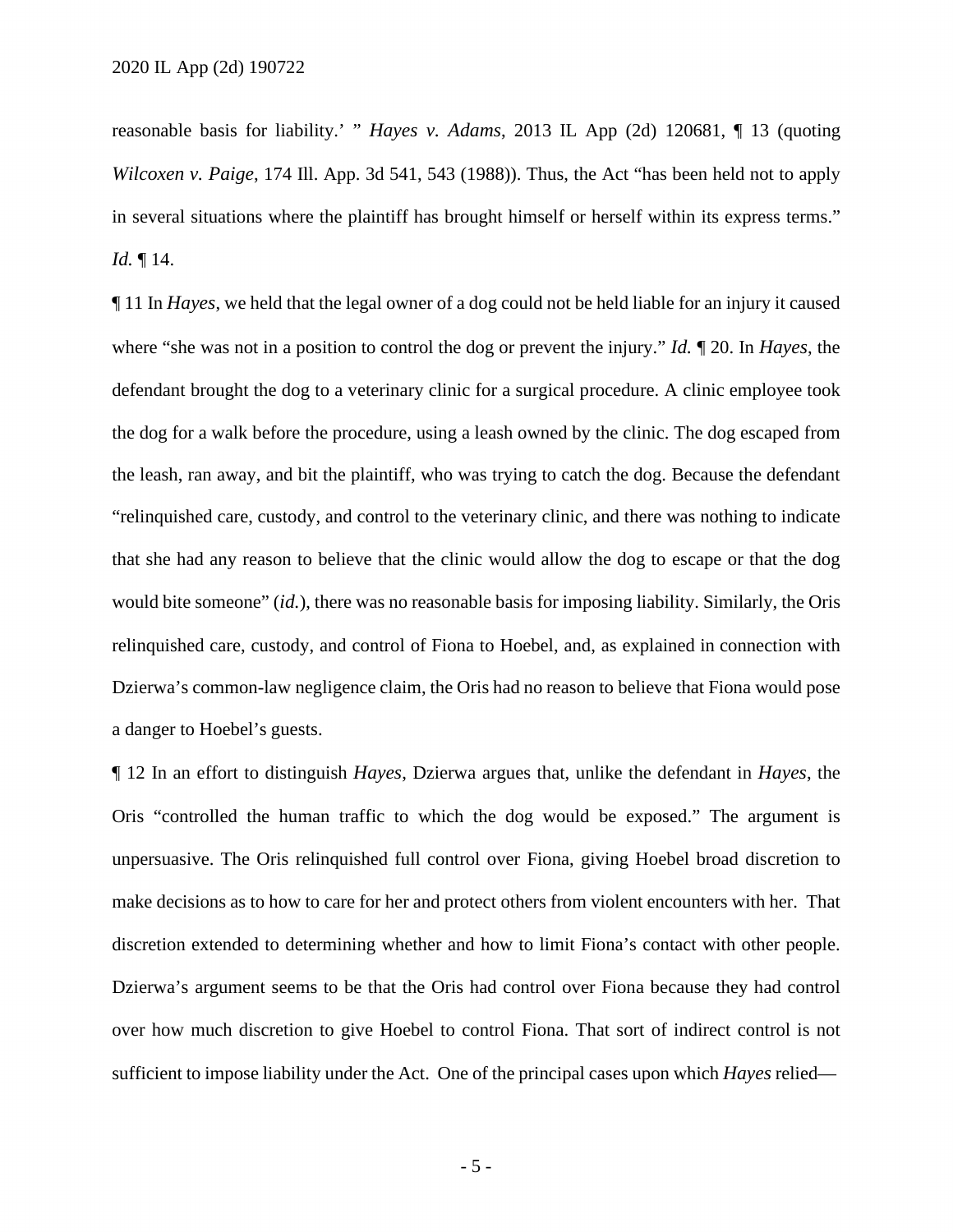reasonable basis for liability.' " *Hayes v. Adams*, 2013 IL App (2d) 120681, ¶ 13 (quoting *Wilcoxen v. Paige*, 174 Ill. App. 3d 541, 543 (1988)). Thus, the Act "has been held not to apply in several situations where the plaintiff has brought himself or herself within its express terms." *Id.* ¶ 14.

¶ 11 In *Hayes*, we held that the legal owner of a dog could not be held liable for an injury it caused where "she was not in a position to control the dog or prevent the injury." *Id.* ¶ 20. In *Hayes*, the defendant brought the dog to a veterinary clinic for a surgical procedure. A clinic employee took the dog for a walk before the procedure, using a leash owned by the clinic. The dog escaped from the leash, ran away, and bit the plaintiff, who was trying to catch the dog. Because the defendant "relinquished care, custody, and control to the veterinary clinic, and there was nothing to indicate that she had any reason to believe that the clinic would allow the dog to escape or that the dog would bite someone" (*id.*), there was no reasonable basis for imposing liability. Similarly, the Oris relinquished care, custody, and control of Fiona to Hoebel, and, as explained in connection with Dzierwa's common-law negligence claim, the Oris had no reason to believe that Fiona would pose a danger to Hoebel's guests.

¶ 12 In an effort to distinguish *Hayes*, Dzierwa argues that, unlike the defendant in *Hayes*, the Oris "controlled the human traffic to which the dog would be exposed." The argument is unpersuasive. The Oris relinquished full control over Fiona, giving Hoebel broad discretion to make decisions as to how to care for her and protect others from violent encounters with her. That discretion extended to determining whether and how to limit Fiona's contact with other people. Dzierwa's argument seems to be that the Oris had control over Fiona because they had control over how much discretion to give Hoebel to control Fiona. That sort of indirect control is not sufficient to impose liability under the Act. One of the principal cases upon which *Hayes* relied—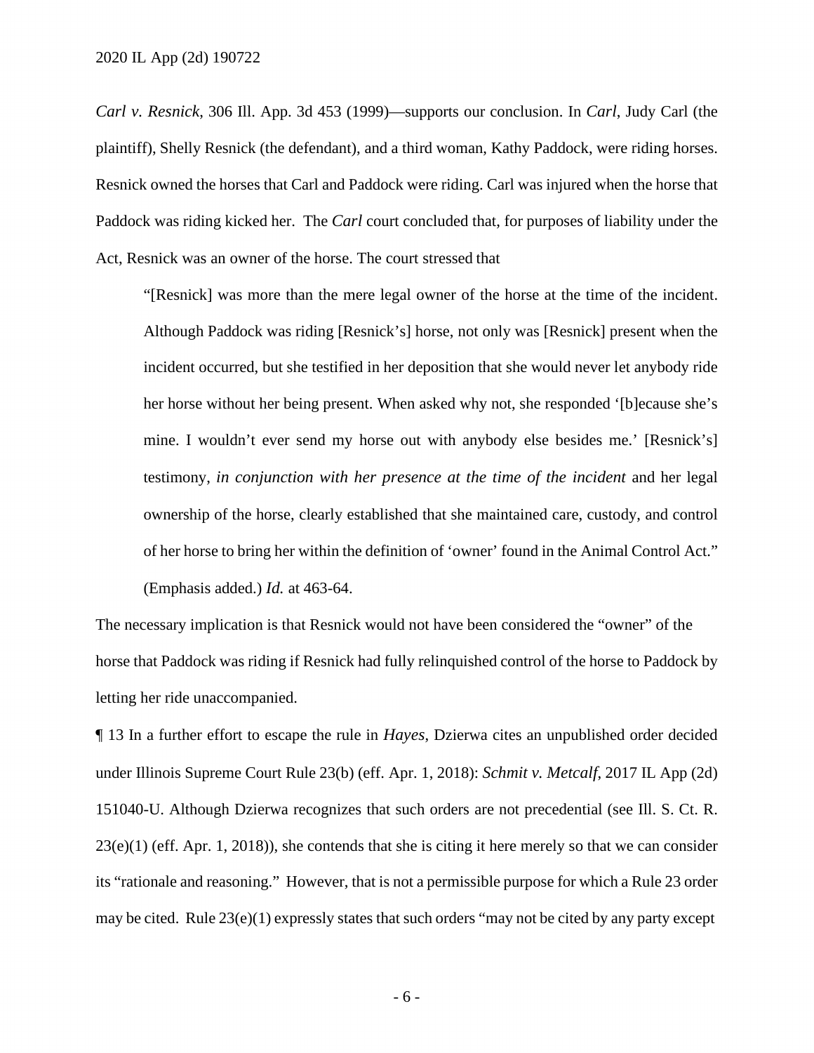*Carl v. Resnick*, 306 Ill. App. 3d 453 (1999)—supports our conclusion. In *Carl*, Judy Carl (the plaintiff), Shelly Resnick (the defendant), and a third woman, Kathy Paddock, were riding horses. Resnick owned the horses that Carl and Paddock were riding. Carl was injured when the horse that Paddock was riding kicked her. The *Carl* court concluded that, for purposes of liability under the Act, Resnick was an owner of the horse. The court stressed that

> "[Resnick] was more than the mere legal owner of the horse at the time of the incident. Although Paddock was riding [Resnick's] horse, not only was [Resnick] present when the incident occurred, but she testified in her deposition that she would never let anybody ride her horse without her being present. When asked why not, she responded '[b]ecause she's mine. I wouldn't ever send my horse out with anybody else besides me.' [Resnick's] testimony, *in conjunction with her presence at the time of the incident* and her legal ownership of the horse, clearly established that she maintained care, custody, and control of her horse to bring her within the definition of 'owner' found in the Animal Control Act." (Emphasis added.) *Id.* at 463-64.

The necessary implication is that Resnick would not have been considered the "owner" of the horse that Paddock was riding if Resnick had fully relinquished control of the horse to Paddock by letting her ride unaccompanied.

¶ 13 In a further effort to escape the rule in *Hayes*, Dzierwa cites an unpublished order decided under Illinois Supreme Court Rule 23(b) (eff. Apr. 1, 2018): *Schmit v. Metcalf*, 2017 IL App (2d) 151040-U. Although Dzierwa recognizes that such orders are not precedential (see Ill. S. Ct. R. 23(e)(1) (eff. Apr. 1, 2018)), she contends that she is citing it here merely so that we can consider its "rationale and reasoning." However, that is not a permissible purpose for which a Rule 23 order may be cited. Rule 23(e)(1) expressly states that such orders "may not be cited by any party except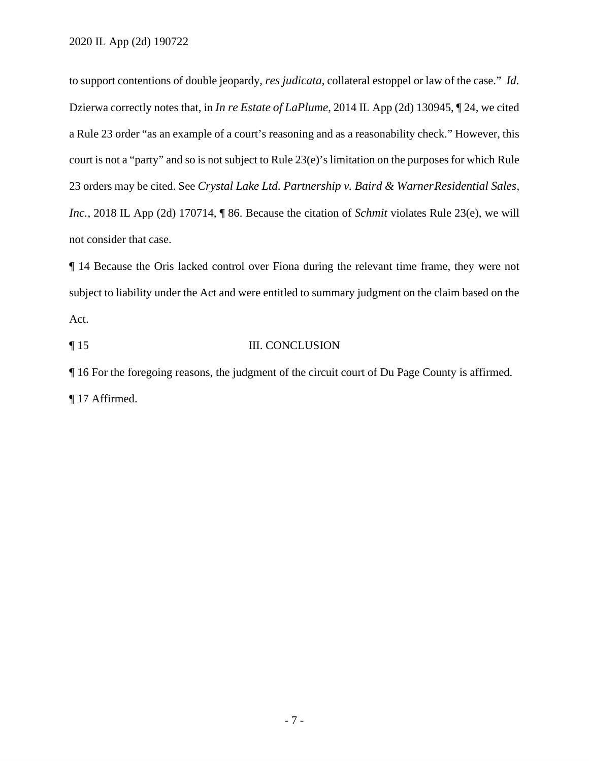to support contentions of double jeopardy, *res judicata*, collateral estoppel or law of the case." *Id.* Dzierwa correctly notes that, in *In re Estate of LaPlume*, 2014 IL App (2d) 130945, ¶ 24, we cited a Rule 23 order "as an example of a court's reasoning and as a reasonability check." However, this court is not a "party" and so is not subject to Rule 23(e)'s limitation on the purposes for which Rule 23 orders may be cited. See *Crystal Lake Ltd. Partnership v. Baird & Warner Residential Sales, Inc.*, 2018 IL App (2d) 170714, ¶ 86. Because the citation of *Schmit* violates Rule 23(e), we will not consider that case.

¶ 14 Because the Oris lacked control over Fiona during the relevant time frame, they were not subject to liability under the Act and were entitled to summary judgment on the claim based on the Act.

¶ 15 III. CONCLUSION

¶ 16 For the foregoing reasons, the judgment of the circuit court of Du Page County is affirmed.

¶ 17 Affirmed.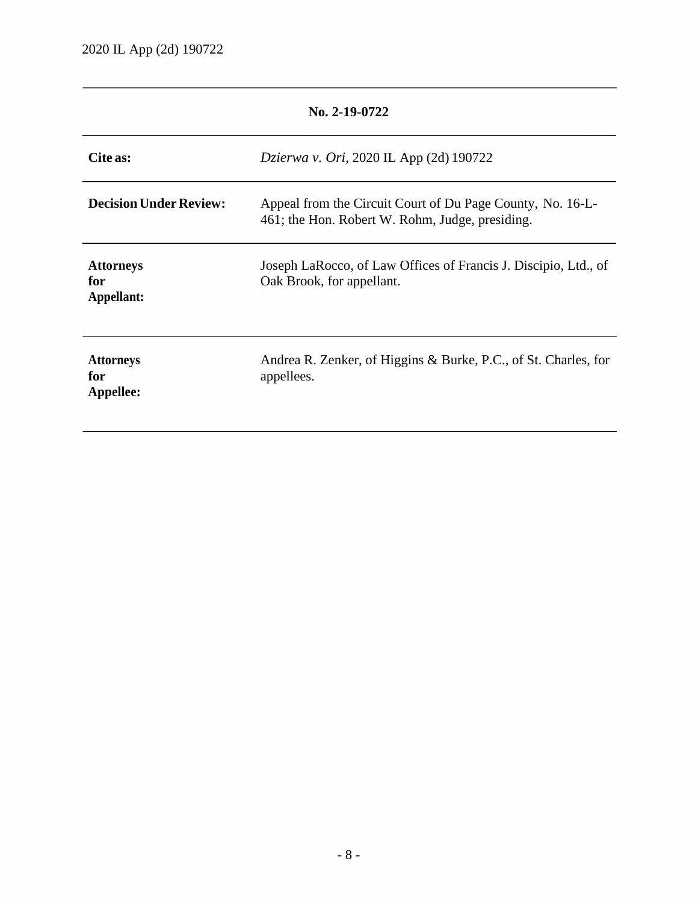**No. 2-19-0722**

| | |
|---|---|
| **Cite as:** | *Dzierwa v. Ori*, 2020 IL App (2d) 190722 |
| **Decision Under Review:** | Appeal from the Circuit Court of Du Page County, No. 16-L-461; the Hon. Robert W. Rohm, Judge, presiding. |
| **Attorneys for Appellant:** | Joseph LaRocco, of Law Offices of Francis J. Discipio, Ltd., of Oak Brook, for appellant. |
| **Attorneys for Appellee:** | Andrea R. Zenker, of Higgins & Burke, P.C., of St. Charles, for appellees. |